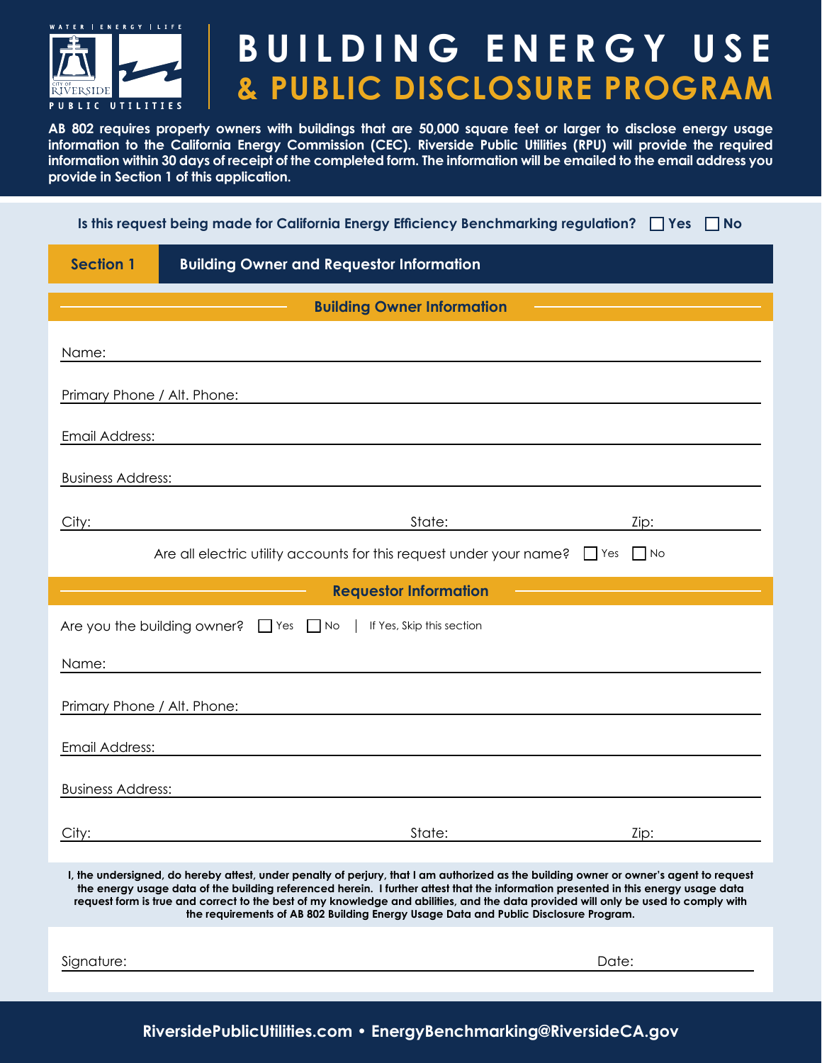# BUILDING ENERGY USE & PUBLIC DISCLOSURE PROGRAM

**AB 802 requires property owners with buildings that are 50,000 square feet or larger to disclose energy usage information to the California Energy Commission (CEC). Riverside Public Utilities (RPU) will provide the required information within 30 days of receipt of the completed form. The information will be emailed to the email address you provide in Section 1 of this application.**

**Is this request being made for California Energy Efficiency Benchmarking regulation?** ☐ Yes ☐ No

## Section 1 — Building Owner and Requestor Information

### Building Owner Information

Name: ______________________________

Primary Phone / Alt. Phone: ______________________________

Email Address: ______________________________

Business Address: ______________________________

City: ______________ State: ______________ Zip: ______________

Are all electric utility accounts for this request under your name? ☐ Yes ☐ No

### Requestor Information

Are you the building owner? ☐ Yes ☐ No | If Yes, Skip this section

Name: ______________________________

Primary Phone / Alt. Phone: ______________________________

Email Address: ______________________________

Business Address: ______________________________

City: ______________ State: ______________ Zip: ______________

**I, the undersigned, do hereby attest, under penalty of perjury, that I am authorized as the building owner or owner's agent to request the energy usage data of the building referenced herein. I further attest that the information presented in this energy usage data request form is true and correct to the best of my knowledge and abilities, and the data provided will only be used to comply with the requirements of AB 802 Building Energy Usage Data and Public Disclosure Program.**

Signature: ______________________________ Date: ______________

**RiversidePublicUtilities.com • EnergyBenchmarking@RiversideCA.gov**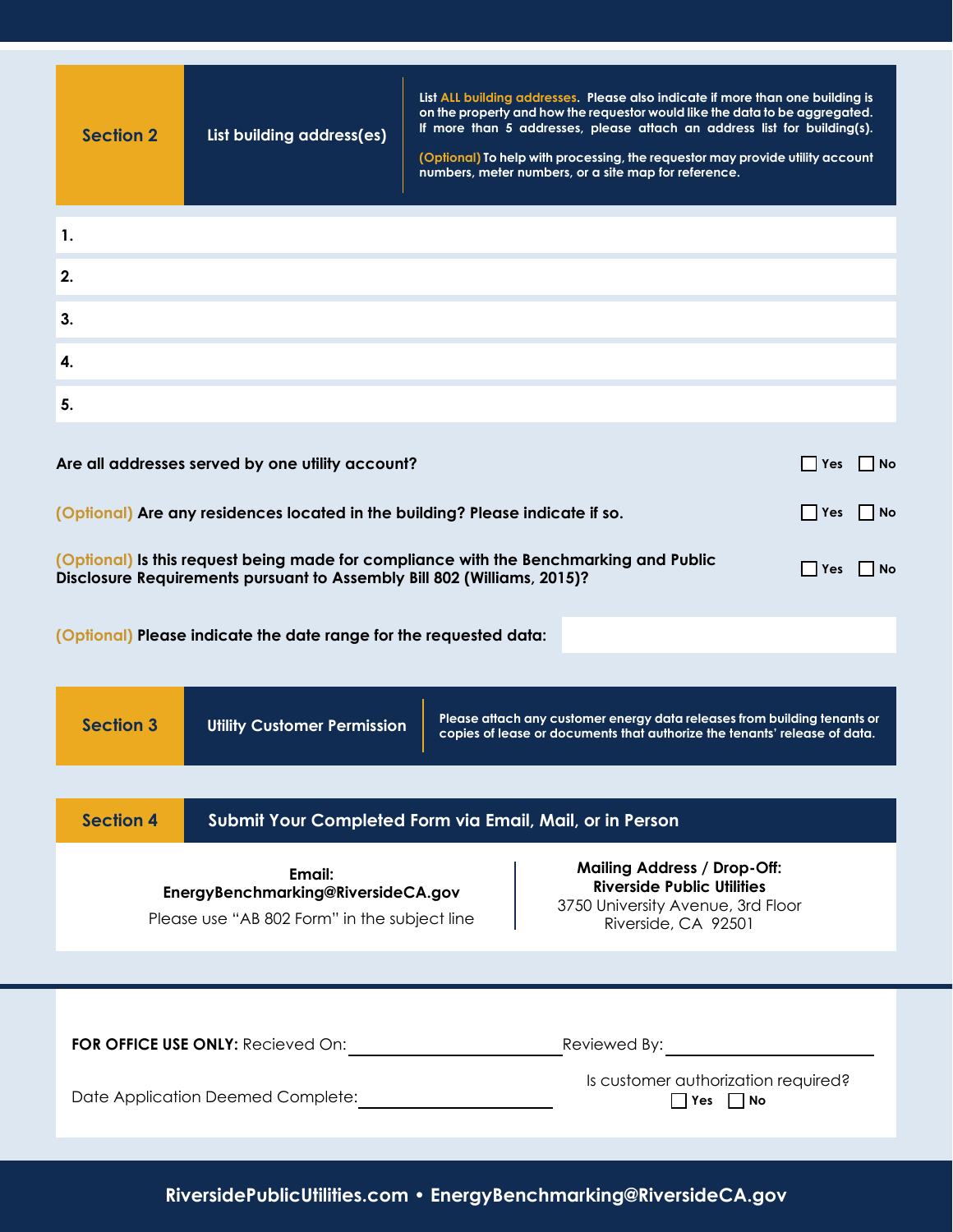## Section 2 — List building address(es)

List **ALL building addresses**. Please also indicate if more than one building is on the property and how the requestor would like the data to be aggregated. If more than 5 addresses, please attach an address list for building(s).

(Optional) To help with processing, the requestor may provide utility account numbers, meter numbers, or a site map for reference.

1.

2.

3.

4.

5.

**Are all addresses served by one utility account?** ☐ Yes ☐ No

(Optional) **Are any residences located in the building? Please indicate if so.** ☐ Yes ☐ No

(Optional) **Is this request being made for compliance with the Benchmarking and Public Disclosure Requirements pursuant to Assembly Bill 802 (Williams, 2015)?** ☐ Yes ☐ No

(Optional) **Please indicate the date range for the requested data:**

## Section 3 — Utility Customer Permission

Please attach any customer energy data releases from building tenants or copies of lease or documents that authorize the tenants' release of data.

## Section 4 — Submit Your Completed Form via Email, Mail, or in Person

**Email:**
**EnergyBenchmarking@RiversideCA.gov**
Please use "AB 802 Form" in the subject line

**Mailing Address / Drop-Off:**
**Riverside Public Utilities**
3750 University Avenue, 3rd Floor
Riverside, CA 92501

**FOR OFFICE USE ONLY:** Recieved On: \_\_\_\_\_\_\_\_\_\_\_\_ Reviewed By: \_\_\_\_\_\_\_\_\_\_\_\_

Date Application Deemed Complete: \_\_\_\_\_\_\_\_\_\_\_\_

Is customer authorization required? ☐ Yes ☐ No

**RiversidePublicUtilities.com • EnergyBenchmarking@RiversideCA.gov**